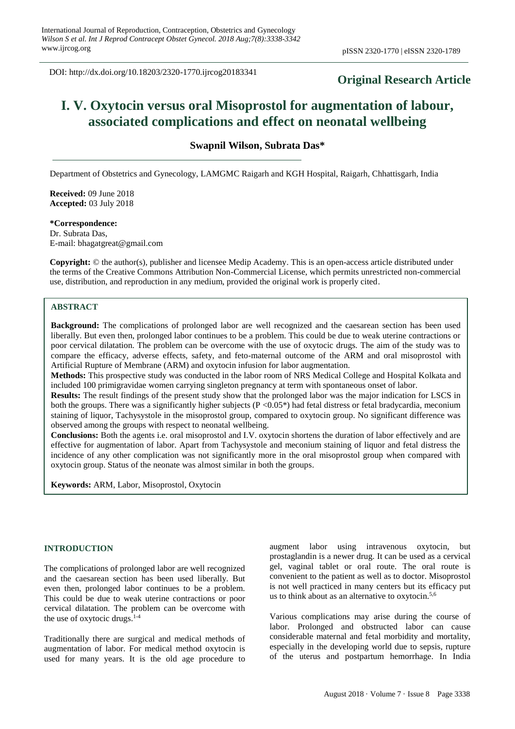DOI: http://dx.doi.org/10.18203/2320-1770.ijrcog20183341

**Original Research Article**

# I. V. Oxytocin versus oral Misoprostol for augmentation of labour, associated complications and effect on neonatal wellbeing

**Swapnil Wilson, Subrata Das***

Department of Obstetrics and Gynecology, LAMGMC Raigarh and KGH Hospital, Raigarh, Chhattisgarh, India

**Received:** 09 June 2018
**Accepted:** 03 July 2018

**\*Correspondence:**
Dr. Subrata Das,
E-mail: bhagatgreat@gmail.com

**Copyright:** © the author(s), publisher and licensee Medip Academy. This is an open-access article distributed under the terms of the Creative Commons Attribution Non-Commercial License, which permits unrestricted non-commercial use, distribution, and reproduction in any medium, provided the original work is properly cited.

## ABSTRACT

**Background:** The complications of prolonged labor are well recognized and the caesarean section has been used liberally. But even then, prolonged labor continues to be a problem. This could be due to weak uterine contractions or poor cervical dilatation. The problem can be overcome with the use of oxytocic drugs. The aim of the study was to compare the efficacy, adverse effects, safety, and feto-maternal outcome of the ARM and oral misoprostol with Artificial Rupture of Membrane (ARM) and oxytocin infusion for labor augmentation.

**Methods:** This prospective study was conducted in the labor room of NRS Medical College and Hospital Kolkata and included 100 primigravidae women carrying singleton pregnancy at term with spontaneous onset of labor.

**Results:** The result findings of the present study show that the prolonged labor was the major indication for LSCS in both the groups. There was a significantly higher subjects ($P < 0.05$*) had fetal distress or fetal bradycardia, meconium staining of liquor, Tachysystole in the misoprostol group, compared to oxytocin group. No significant difference was observed among the groups with respect to neonatal wellbeing.

**Conclusions:** Both the agents i.e. oral misoprostol and I.V. oxytocin shortens the duration of labor effectively and are effective for augmentation of labor. Apart from Tachysystole and meconium staining of liquor and fetal distress the incidence of any other complication was not significantly more in the oral misoprostol group when compared with oxytocin group. Status of the neonate was almost similar in both the groups.

**Keywords:** ARM, Labor, Misoprostol, Oxytocin

## INTRODUCTION

The complications of prolonged labor are well recognized and the caesarean section has been used liberally. But even then, prolonged labor continues to be a problem. This could be due to weak uterine contractions or poor cervical dilatation. The problem can be overcome with the use of oxytocic drugs.[1-4]

Traditionally there are surgical and medical methods of augmentation of labor. For medical method oxytocin is used for many years. It is the old age procedure to augment labor using intravenous oxytocin, but prostaglandin is a newer drug. It can be used as a cervical gel, vaginal tablet or oral route. The oral route is convenient to the patient as well as to doctor. Misoprostol is not well practiced in many centers but its efficacy put us to think about as an alternative to oxytocin.[5,6]

Various complications may arise during the course of labor. Prolonged and obstructed labor can cause considerable maternal and fetal morbidity and mortality, especially in the developing world due to sepsis, rupture of the uterus and postpartum hemorrhage. In India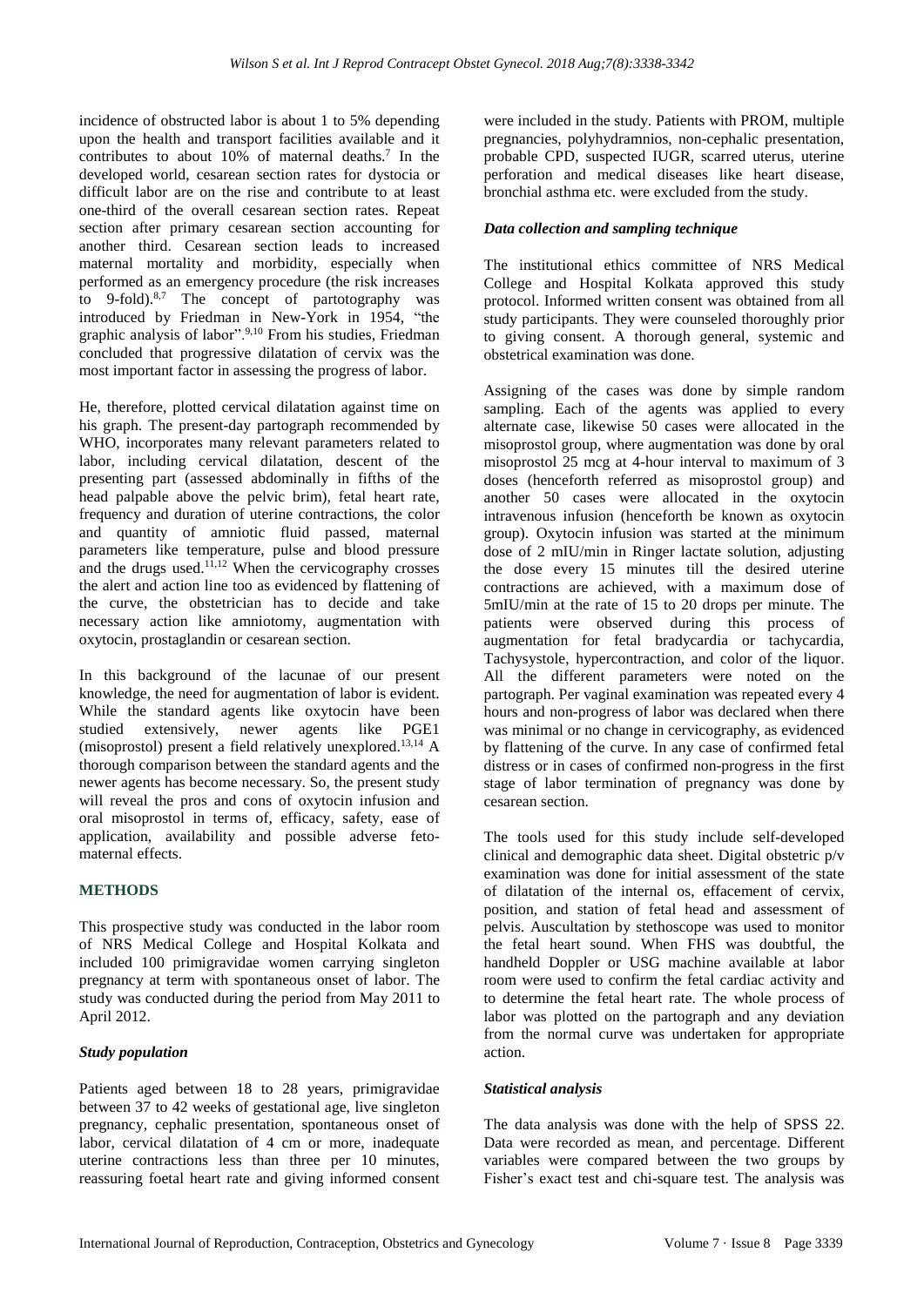incidence of obstructed labor is about 1 to 5% depending upon the health and transport facilities available and it contributes to about 10% of maternal deaths.[7] In the developed world, cesarean section rates for dystocia or difficult labor are on the rise and contribute to at least one-third of the overall cesarean section rates. Repeat section after primary cesarean section accounting for another third. Cesarean section leads to increased maternal mortality and morbidity, especially when performed as an emergency procedure (the risk increases to 9-fold).[8,7] The concept of partotography was introduced by Friedman in New-York in 1954, "the graphic analysis of labor".[9,10] From his studies, Friedman concluded that progressive dilatation of cervix was the most important factor in assessing the progress of labor.

He, therefore, plotted cervical dilatation against time on his graph. The present-day partograph recommended by WHO, incorporates many relevant parameters related to labor, including cervical dilatation, descent of the presenting part (assessed abdominally in fifths of the head palpable above the pelvic brim), fetal heart rate, frequency and duration of uterine contractions, the color and quantity of amniotic fluid passed, maternal parameters like temperature, pulse and blood pressure and the drugs used.[11,12] When the cervicography crosses the alert and action line too as evidenced by flattening of the curve, the obstetrician has to decide and take necessary action like amniotomy, augmentation with oxytocin, prostaglandin or cesarean section.

In this background of the lacunae of our present knowledge, the need for augmentation of labor is evident. While the standard agents like oxytocin have been studied extensively, newer agents like PGE1 (misoprostol) present a field relatively unexplored.[13,14] A thorough comparison between the standard agents and the newer agents has become necessary. So, the present study will reveal the pros and cons of oxytocin infusion and oral misoprostol in terms of, efficacy, safety, ease of application, availability and possible adverse feto-maternal effects.

## METHODS

This prospective study was conducted in the labor room of NRS Medical College and Hospital Kolkata and included 100 primigravidae women carrying singleton pregnancy at term with spontaneous onset of labor. The study was conducted during the period from May 2011 to April 2012.

### *Study population*

Patients aged between 18 to 28 years, primigravidae between 37 to 42 weeks of gestational age, live singleton pregnancy, cephalic presentation, spontaneous onset of labor, cervical dilatation of 4 cm or more, inadequate uterine contractions less than three per 10 minutes, reassuring foetal heart rate and giving informed consent were included in the study. Patients with PROM, multiple pregnancies, polyhydramnios, non-cephalic presentation, probable CPD, suspected IUGR, scarred uterus, uterine perforation and medical diseases like heart disease, bronchial asthma etc. were excluded from the study.

### *Data collection and sampling technique*

The institutional ethics committee of NRS Medical College and Hospital Kolkata approved this study protocol. Informed written consent was obtained from all study participants. They were counseled thoroughly prior to giving consent. A thorough general, systemic and obstetrical examination was done.

Assigning of the cases was done by simple random sampling. Each of the agents was applied to every alternate case, likewise 50 cases were allocated in the misoprostol group, where augmentation was done by oral misoprostol 25 mcg at 4-hour interval to maximum of 3 doses (henceforth referred as misoprostol group) and another 50 cases were allocated in the oxytocin intravenous infusion (henceforth be known as oxytocin group). Oxytocin infusion was started at the minimum dose of 2 mIU/min in Ringer lactate solution, adjusting the dose every 15 minutes till the desired uterine contractions are achieved, with a maximum dose of 5mIU/min at the rate of 15 to 20 drops per minute. The patients were observed during this process of augmentation for fetal bradycardia or tachycardia, Tachysystole, hypercontraction, and color of the liquor. All the different parameters were noted on the partograph. Per vaginal examination was repeated every 4 hours and non-progress of labor was declared when there was minimal or no change in cervicography, as evidenced by flattening of the curve. In any case of confirmed fetal distress or in cases of confirmed non-progress in the first stage of labor termination of pregnancy was done by cesarean section.

The tools used for this study include self-developed clinical and demographic data sheet. Digital obstetric p/v examination was done for initial assessment of the state of dilatation of the internal os, effacement of cervix, position, and station of fetal head and assessment of pelvis. Auscultation by stethoscope was used to monitor the fetal heart sound. When FHS was doubtful, the handheld Doppler or USG machine available at labor room were used to confirm the fetal cardiac activity and to determine the fetal heart rate. The whole process of labor was plotted on the partograph and any deviation from the normal curve was undertaken for appropriate action.

### *Statistical analysis*

The data analysis was done with the help of SPSS 22. Data were recorded as mean, and percentage. Different variables were compared between the two groups by Fisher's exact test and chi-square test. The analysis was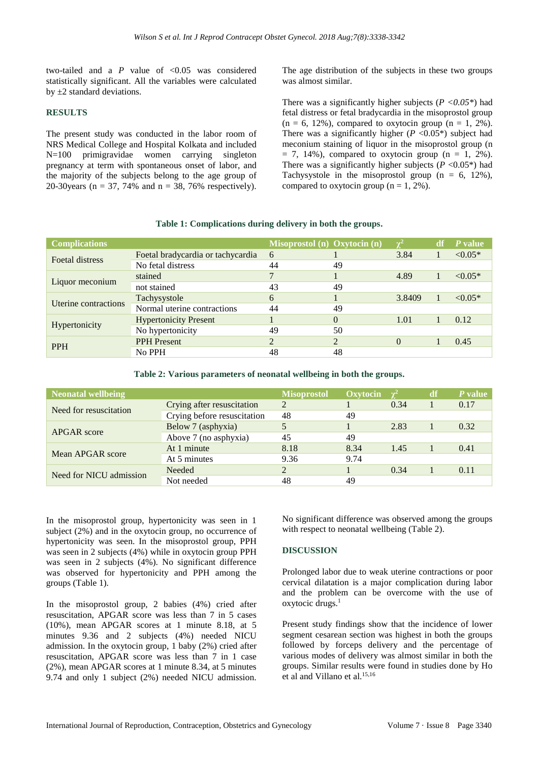two-tailed and a *P* value of <0.05 was considered statistically significant. All the variables were calculated by ±2 standard deviations.

## RESULTS

The present study was conducted in the labor room of NRS Medical College and Hospital Kolkata and included N=100 primigravidae women carrying singleton pregnancy at term with spontaneous onset of labor, and the majority of the subjects belong to the age group of 20-30years (n = 37, 74% and n = 38, 76% respectively). The age distribution of the subjects in these two groups was almost similar.

There was a significantly higher subjects ($P < 0.05$*) had fetal distress or fetal bradycardia in the misoprostol group (n = 6, 12%), compared to oxytocin group (n = 1, 2%). There was a significantly higher ($P < 0.05$*) subject had meconium staining of liquor in the misoprostol group (n = 7, 14%), compared to oxytocin group (n = 1, 2%). There was a significantly higher subjects ($P < 0.05$*) had Tachysystole in the misoprostol group (n = 6, 12%), compared to oxytocin group (n = 1, 2%).

**Table 1: Complications during delivery in both the groups.**

| Complications | | Misoprostol (n) | Oxytocin (n) | $\chi^2$ | df | *P* value |
|---|---|---|---|---|---|---|
| Foetal distress | Foetal bradycardia or tachycardia | 6 | 1 | 3.84 | 1 | <0.05* |
| | No fetal distress | 44 | 49 | | | |
| Liquor meconium | stained | 7 | 1 | 4.89 | 1 | <0.05* |
| | not stained | 43 | 49 | | | |
| Uterine contractions | Tachysystole | 6 | 1 | 3.8409 | 1 | <0.05* |
| | Normal uterine contractions | 44 | 49 | | | |
| Hypertonicity | Hypertonicity Present | 1 | 0 | 1.01 | 1 | 0.12 |
| | No hypertonicity | 49 | 50 | | | |
| PPH | PPH Present | 2 | 2 | 0 | 1 | 0.45 |
| | No PPH | 48 | 48 | | | |

**Table 2: Various parameters of neonatal wellbeing in both the groups.**

| Neonatal wellbeing | | Misoprostol | Oxytocin | $\chi^2$ | df | *P* value |
|---|---|---|---|---|---|---|
| Need for resuscitation | Crying after resuscitation | 2 | 1 | 0.34 | 1 | 0.17 |
| | Crying before resuscitation | 48 | 49 | | | |
| APGAR score | Below 7 (asphyxia) | 5 | 1 | 2.83 | 1 | 0.32 |
| | Above 7 (no asphyxia) | 45 | 49 | | | |
| Mean APGAR score | At 1 minute | 8.18 | 8.34 | 1.45 | 1 | 0.41 |
| | At 5 minutes | 9.36 | 9.74 | | | |
| Need for NICU admission | Needed | 2 | 1 | 0.34 | 1 | 0.11 |
| | Not needed | 48 | 49 | | | |

In the misoprostol group, hypertonicity was seen in 1 subject (2%) and in the oxytocin group, no occurrence of hypertonicity was seen. In the misoprostol group, PPH was seen in 2 subjects (4%) while in oxytocin group PPH was seen in 2 subjects (4%). No significant difference was observed for hypertonicity and PPH among the groups (Table 1).

In the misoprostol group, 2 babies (4%) cried after resuscitation, APGAR score was less than 7 in 5 cases (10%), mean APGAR scores at 1 minute 8.18, at 5 minutes 9.36 and 2 subjects (4%) needed NICU admission. In the oxytocin group, 1 baby (2%) cried after resuscitation, APGAR score was less than 7 in 1 case (2%), mean APGAR scores at 1 minute 8.34, at 5 minutes 9.74 and only 1 subject (2%) needed NICU admission. No significant difference was observed among the groups with respect to neonatal wellbeing (Table 2).

## DISCUSSION

Prolonged labor due to weak uterine contractions or poor cervical dilatation is a major complication during labor and the problem can be overcome with the use of oxytocic drugs.[1]

Present study findings show that the incidence of lower segment cesarean section was highest in both the groups followed by forceps delivery and the percentage of various modes of delivery was almost similar in both the groups. Similar results were found in studies done by Ho et al and Villano et al.[15,16]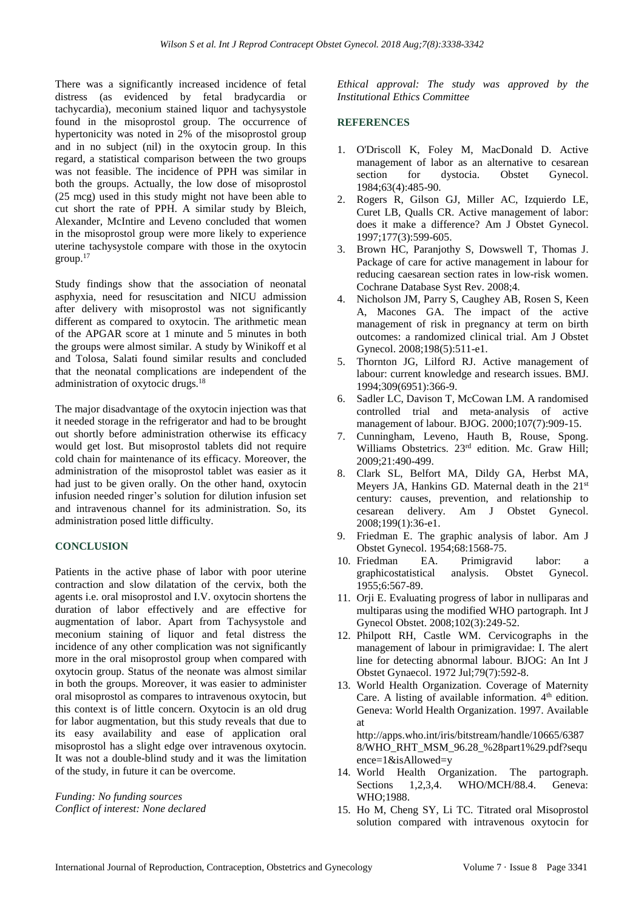There was a significantly increased incidence of fetal distress (as evidenced by fetal bradycardia or tachycardia), meconium stained liquor and tachysystole found in the misoprostol group. The occurrence of hypertonicity was noted in 2% of the misoprostol group and in no subject (nil) in the oxytocin group. In this regard, a statistical comparison between the two groups was not feasible. The incidence of PPH was similar in both the groups. Actually, the low dose of misoprostol (25 mcg) used in this study might not have been able to cut short the rate of PPH. A similar study by Bleich, Alexander, McIntire and Leveno concluded that women in the misoprostol group were more likely to experience uterine tachysystole compare with those in the oxytocin group.[17]

Study findings show that the association of neonatal asphyxia, need for resuscitation and NICU admission after delivery with misoprostol was not significantly different as compared to oxytocin. The arithmetic mean of the APGAR score at 1 minute and 5 minutes in both the groups were almost similar. A study by Winikoff et al and Tolosa, Salati found similar results and concluded that the neonatal complications are independent of the administration of oxytocic drugs.[18]

The major disadvantage of the oxytocin injection was that it needed storage in the refrigerator and had to be brought out shortly before administration otherwise its efficacy would get lost. But misoprostol tablets did not require cold chain for maintenance of its efficacy. Moreover, the administration of the misoprostol tablet was easier as it had just to be given orally. On the other hand, oxytocin infusion needed ringer's solution for dilution infusion set and intravenous channel for its administration. So, its administration posed little difficulty.

## CONCLUSION

Patients in the active phase of labor with poor uterine contraction and slow dilatation of the cervix, both the agents i.e. oral misoprostol and I.V. oxytocin shortens the duration of labor effectively and are effective for augmentation of labor. Apart from Tachysystole and meconium staining of liquor and fetal distress the incidence of any other complication was not significantly more in the oral misoprostol group when compared with oxytocin group. Status of the neonate was almost similar in both the groups. Moreover, it was easier to administer oral misoprostol as compares to intravenous oxytocin, but this context is of little concern. Oxytocin is an old drug for labor augmentation, but this study reveals that due to its easy availability and ease of application oral misoprostol has a slight edge over intravenous oxytocin. It was not a double-blind study and it was the limitation of the study, in future it can be overcome.

*Funding: No funding sources*
*Conflict of interest: None declared*
*Ethical approval: The study was approved by the Institutional Ethics Committee*

## REFERENCES

1. O'Driscoll K, Foley M, MacDonald D. Active management of labor as an alternative to cesarean section for dystocia. Obstet Gynecol. 1984;63(4):485-90.
2. Rogers R, Gilson GJ, Miller AC, Izquierdo LE, Curet LB, Qualls CR. Active management of labor: does it make a difference? Am J Obstet Gynecol. 1997;177(3):599-605.
3. Brown HC, Paranjothy S, Dowswell T, Thomas J. Package of care for active management in labour for reducing caesarean section rates in low-risk women. Cochrane Database Syst Rev. 2008;4.
4. Nicholson JM, Parry S, Caughey AB, Rosen S, Keen A, Macones GA. The impact of the active management of risk in pregnancy at term on birth outcomes: a randomized clinical trial. Am J Obstet Gynecol. 2008;198(5):511-e1.
5. Thornton JG, Lilford RJ. Active management of labour: current knowledge and research issues. BMJ. 1994;309(6951):366-9.
6. Sadler LC, Davison T, McCowan LM. A randomised controlled trial and meta-analysis of active management of labour. BJOG. 2000;107(7):909-15.
7. Cunningham, Leveno, Hauth B, Rouse, Spong. Williams Obstetrics. 23rd edition. Mc. Graw Hill; 2009;21:490-499.
8. Clark SL, Belfort MA, Dildy GA, Herbst MA, Meyers JA, Hankins GD. Maternal death in the 21st century: causes, prevention, and relationship to cesarean delivery. Am J Obstet Gynecol. 2008;199(1):36-e1.
9. Friedman E. The graphic analysis of labor. Am J Obstet Gynecol. 1954;68:1568-75.
10. Friedman EA. Primigravid labor: a graphicostatistical analysis. Obstet Gynecol. 1955;6:567-89.
11. Orji E. Evaluating progress of labor in nulliparas and multiparas using the modified WHO partograph. Int J Gynecol Obstet. 2008;102(3):249-52.
12. Philpott RH, Castle WM. Cervicographs in the management of labour in primigravidae: I. The alert line for detecting abnormal labour. BJOG: An Int J Obstet Gynaecol. 1972 Jul;79(7):592-8.
13. World Health Organization. Coverage of Maternity Care. A listing of available information. 4th edition. Geneva: World Health Organization. 1997. Available at http://apps.who.int/iris/bitstream/handle/10665/63878/WHO_RHT_MSM_96.28_%28part1%29.pdf?sequence=1&isAllowed=y
14. World Health Organization. The partograph. Sections 1,2,3,4. WHO/MCH/88.4. Geneva: WHO;1988.
15. Ho M, Cheng SY, Li TC. Titrated oral Misoprostol solution compared with intravenous oxytocin for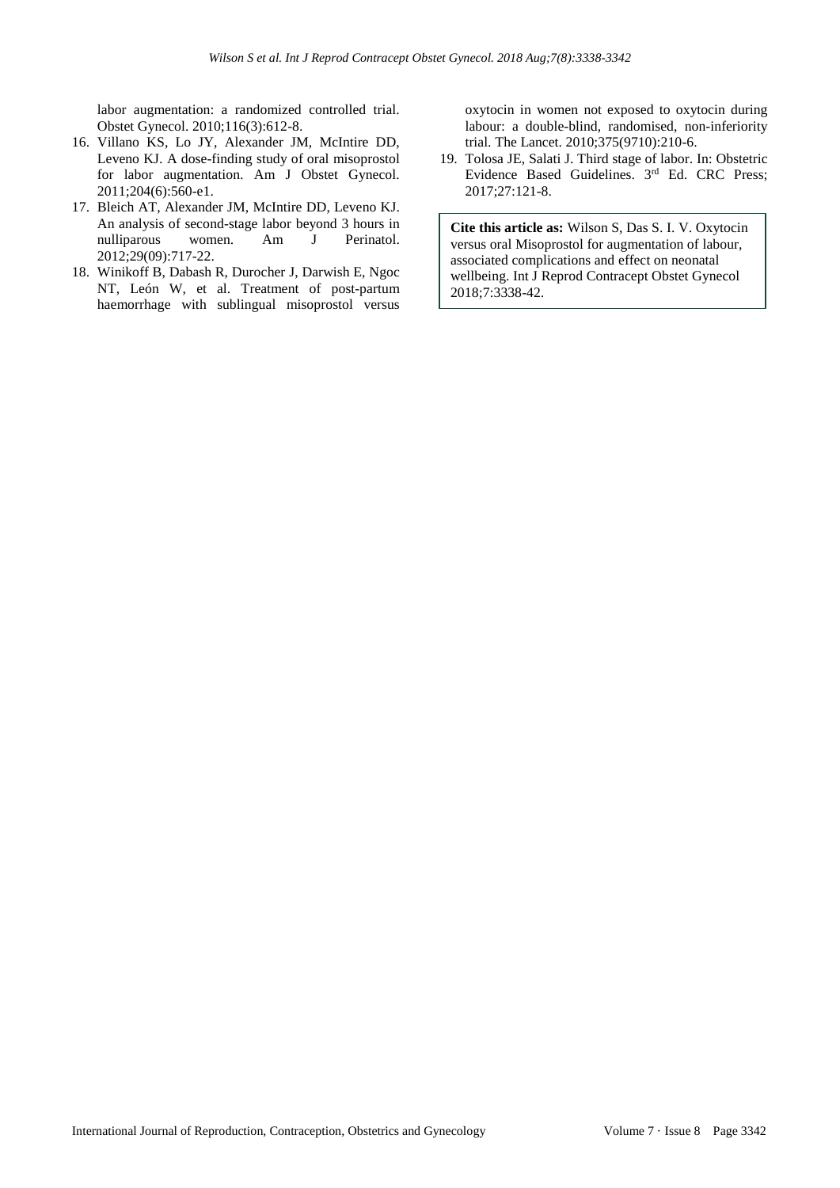labor augmentation: a randomized controlled trial. Obstet Gynecol. 2010;116(3):612-8.

16. Villano KS, Lo JY, Alexander JM, McIntire DD, Leveno KJ. A dose-finding study of oral misoprostol for labor augmentation. Am J Obstet Gynecol. 2011;204(6):560-e1.
17. Bleich AT, Alexander JM, McIntire DD, Leveno KJ. An analysis of second-stage labor beyond 3 hours in nulliparous women. Am J Perinatol. 2012;29(09):717-22.
18. Winikoff B, Dabash R, Durocher J, Darwish E, Ngoc NT, León W, et al. Treatment of post-partum haemorrhage with sublingual misoprostol versus oxytocin in women not exposed to oxytocin during labour: a double-blind, randomised, non-inferiority trial. The Lancet. 2010;375(9710):210-6.
19. Tolosa JE, Salati J. Third stage of labor. In: Obstetric Evidence Based Guidelines. 3rd Ed. CRC Press; 2017;27:121-8.

**Cite this article as:** Wilson S, Das S. I. V. Oxytocin versus oral Misoprostol for augmentation of labour, associated complications and effect on neonatal wellbeing. Int J Reprod Contracept Obstet Gynecol 2018;7:3338-42.